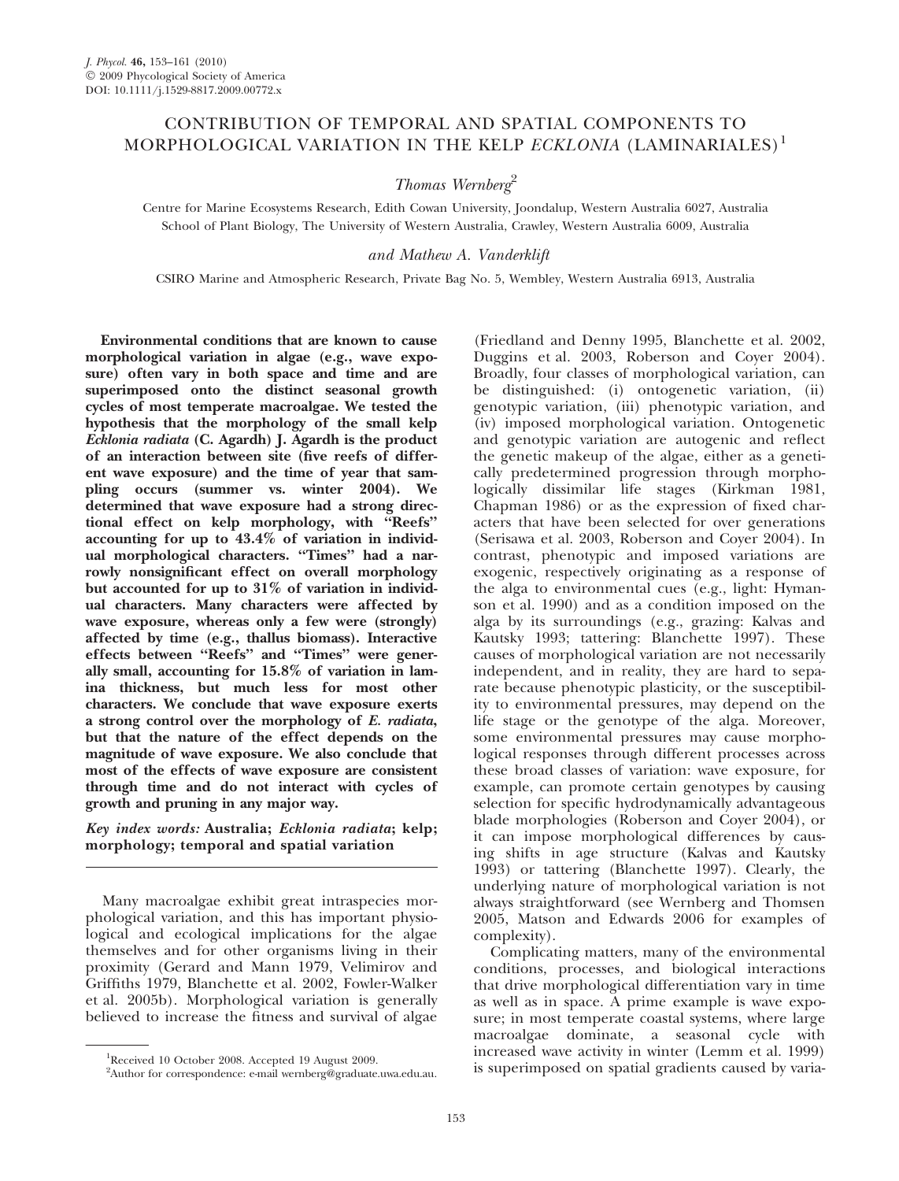# CONTRIBUTION OF TEMPORAL AND SPATIAL COMPONENTS TO MORPHOLOGICAL VARIATION IN THE KELP *ECKLONIA* (LAMINARIALES)[1]

*Thomas Wernberg*[2]

Centre for Marine Ecosystems Research, Edith Cowan University, Joondalup, Western Australia 6027, Australia
School of Plant Biology, The University of Western Australia, Crawley, Western Australia 6009, Australia

*and Mathew A. Vanderklift*

CSIRO Marine and Atmospheric Research, Private Bag No. 5, Wembley, Western Australia 6913, Australia

**Environmental conditions that are known to cause morphological variation in algae (e.g., wave exposure) often vary in both space and time and are superimposed onto the distinct seasonal growth cycles of most temperate macroalgae. We tested the hypothesis that the morphology of the small kelp *Ecklonia radiata* (C. Agardh) J. Agardh is the product of an interaction between site (five reefs of different wave exposure) and the time of year that sampling occurs (summer vs. winter 2004). We determined that wave exposure had a strong directional effect on kelp morphology, with "Reefs" accounting for up to 43.4% of variation in individual morphological characters. "Times" had a narrowly nonsignificant effect on overall morphology but accounted for up to 31% of variation in individual characters. Many characters were affected by wave exposure, whereas only a few were (strongly) affected by time (e.g., thallus biomass). Interactive effects between "Reefs" and "Times" were generally small, accounting for 15.8% of variation in lamina thickness, but much less for most other characters. We conclude that wave exposure exerts a strong control over the morphology of *E. radiata*, but that the nature of the effect depends on the magnitude of wave exposure. We also conclude that most of the effects of wave exposure are consistent through time and do not interact with cycles of growth and pruning in any major way.**

***Key index words:*** **Australia; *Ecklonia radiata*; kelp; morphology; temporal and spatial variation**

Many macroalgae exhibit great intraspecies morphological variation, and this has important physiological and ecological implications for the algae themselves and for other organisms living in their proximity (Gerard and Mann 1979, Velimirov and Griffiths 1979, Blanchette et al. 2002, Fowler-Walker et al. 2005b). Morphological variation is generally believed to increase the fitness and survival of algae (Friedland and Denny 1995, Blanchette et al. 2002, Duggins et al. 2003, Roberson and Coyer 2004). Broadly, four classes of morphological variation, can be distinguished: (i) ontogenetic variation, (ii) genotypic variation, (iii) phenotypic variation, and (iv) imposed morphological variation. Ontogenetic and genotypic variation are autogenic and reflect the genetic makeup of the algae, either as a genetically predetermined progression through morphologically dissimilar life stages (Kirkman 1981, Chapman 1986) or as the expression of fixed characters that have been selected for over generations (Serisawa et al. 2003, Roberson and Coyer 2004). In contrast, phenotypic and imposed variations are exogenic, respectively originating as a response of the alga to environmental cues (e.g., light: Hymanson et al. 1990) and as a condition imposed on the alga by its surroundings (e.g., grazing: Kalvas and Kautsky 1993; tattering: Blanchette 1997). These causes of morphological variation are not necessarily independent, and in reality, they are hard to separate because phenotypic plasticity, or the susceptibility to environmental pressures, may depend on the life stage or the genotype of the alga. Moreover, some environmental pressures may cause morphological responses through different processes across these broad classes of variation: wave exposure, for example, can promote certain genotypes by causing selection for specific hydrodynamically advantageous blade morphologies (Roberson and Coyer 2004), or it can impose morphological differences by causing shifts in age structure (Kalvas and Kautsky 1993) or tattering (Blanchette 1997). Clearly, the underlying nature of morphological variation is not always straightforward (see Wernberg and Thomsen 2005, Matson and Edwards 2006 for examples of complexity).

Complicating matters, many of the environmental conditions, processes, and biological interactions that drive morphological differentiation vary in time as well as in space. A prime example is wave exposure; in most temperate coastal systems, where large macroalgae dominate, a seasonal cycle with increased wave activity in winter (Lemm et al. 1999) is superimposed on spatial gradients caused by varia-

[1]Received 10 October 2008. Accepted 19 August 2009.
[2]Author for correspondence: e-mail wernberg@graduate.uwa.edu.au.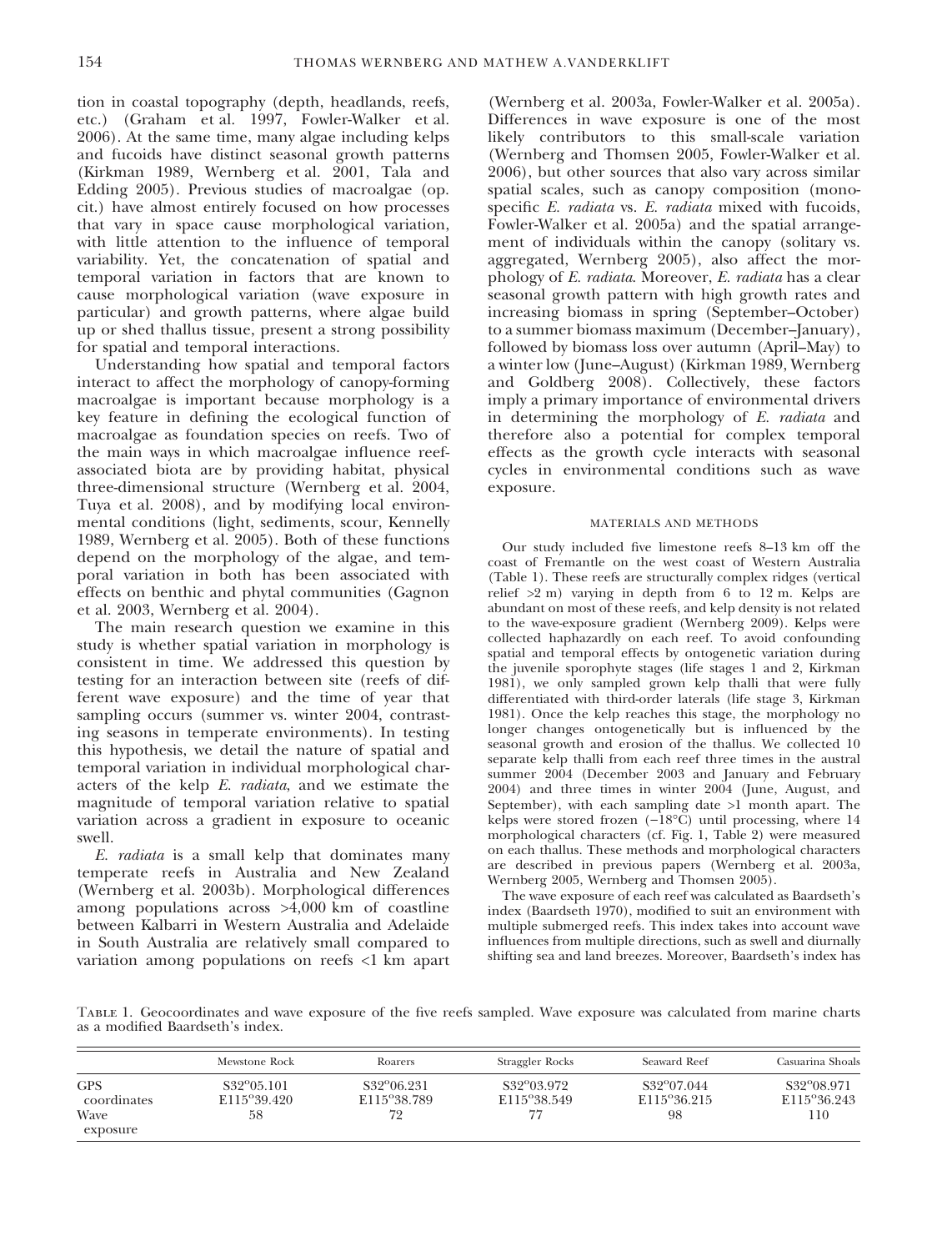tion in coastal topography (depth, headlands, reefs, etc.) (Graham et al. 1997, Fowler-Walker et al. 2006). At the same time, many algae including kelps and fucoids have distinct seasonal growth patterns (Kirkman 1989, Wernberg et al. 2001, Tala and Edding 2005). Previous studies of macroalgae (op. cit.) have almost entirely focused on how processes that vary in space cause morphological variation, with little attention to the influence of temporal variability. Yet, the concatenation of spatial and temporal variation in factors that are known to cause morphological variation (wave exposure in particular) and growth patterns, where algae build up or shed thallus tissue, present a strong possibility for spatial and temporal interactions.

Understanding how spatial and temporal factors interact to affect the morphology of canopy-forming macroalgae is important because morphology is a key feature in defining the ecological function of macroalgae as foundation species on reefs. Two of the main ways in which macroalgae influence reef-associated biota are by providing habitat, physical three-dimensional structure (Wernberg et al. 2004, Tuya et al. 2008), and by modifying local environmental conditions (light, sediments, scour, Kennelly 1989, Wernberg et al. 2005). Both of these functions depend on the morphology of the algae, and temporal variation in both has been associated with effects on benthic and phytal communities (Gagnon et al. 2003, Wernberg et al. 2004).

The main research question we examine in this study is whether spatial variation in morphology is consistent in time. We addressed this question by testing for an interaction between site (reefs of different wave exposure) and the time of year that sampling occurs (summer vs. winter 2004, contrasting seasons in temperate environments). In testing this hypothesis, we detail the nature of spatial and temporal variation in individual morphological characters of the kelp *E. radiata*, and we estimate the magnitude of temporal variation relative to spatial variation across a gradient in exposure to oceanic swell.

*E. radiata* is a small kelp that dominates many temperate reefs in Australia and New Zealand (Wernberg et al. 2003b). Morphological differences among populations across >4,000 km of coastline between Kalbarri in Western Australia and Adelaide in South Australia are relatively small compared to variation among populations on reefs <1 km apart (Wernberg et al. 2003a, Fowler-Walker et al. 2005a). Differences in wave exposure is one of the most likely contributors to this small-scale variation (Wernberg and Thomsen 2005, Fowler-Walker et al. 2006), but other sources that also vary across similar spatial scales, such as canopy composition (monospecific *E. radiata* vs. *E. radiata* mixed with fucoids, Fowler-Walker et al. 2005a) and the spatial arrangement of individuals within the canopy (solitary vs. aggregated, Wernberg 2005), also affect the morphology of *E. radiata*. Moreover, *E. radiata* has a clear seasonal growth pattern with high growth rates and increasing biomass in spring (September–October) to a summer biomass maximum (December–January), followed by biomass loss over autumn (April–May) to a winter low (June–August) (Kirkman 1989, Wernberg and Goldberg 2008). Collectively, these factors imply a primary importance of environmental drivers in determining the morphology of *E. radiata* and therefore also a potential for complex temporal effects as the growth cycle interacts with seasonal cycles in environmental conditions such as wave exposure.

## MATERIALS AND METHODS

Our study included five limestone reefs 8–13 km off the coast of Fremantle on the west coast of Western Australia (Table 1). These reefs are structurally complex ridges (vertical relief >2 m) varying in depth from 6 to 12 m. Kelps are abundant on most of these reefs, and kelp density is not related to the wave-exposure gradient (Wernberg 2009). Kelps were collected haphazardly on each reef. To avoid confounding spatial and temporal effects by ontogenetic variation during the juvenile sporophyte stages (life stages 1 and 2, Kirkman 1981), we only sampled grown kelp thalli that were fully differentiated with third-order laterals (life stage 3, Kirkman 1981). Once the kelp reaches this stage, the morphology no longer changes ontogenetically but is influenced by the seasonal growth and erosion of the thallus. We collected 10 separate kelp thalli from each reef three times in the austral summer 2004 (December 2003 and January and February 2004) and three times in winter 2004 (June, August, and September), with each sampling date >1 month apart. The kelps were stored frozen (−18°C) until processing, where 14 morphological characters (cf. Fig. 1, Table 2) were measured on each thallus. These methods and morphological characters are described in previous papers (Wernberg et al. 2003a, Wernberg 2005, Wernberg and Thomsen 2005).

The wave exposure of each reef was calculated as Baardseth's index (Baardseth 1970), modified to suit an environment with multiple submerged reefs. This index takes into account wave influences from multiple directions, such as swell and diurnally shifting sea and land breezes. Moreover, Baardseth's index has

Table 1. Geocoordinates and wave exposure of the five reefs sampled. Wave exposure was calculated from marine charts as a modified Baardseth's index.

| | Mewstone Rock | Roarers | Straggler Rocks | Seaward Reef | Casuarina Shoals |
|---|---|---|---|---|---|
| GPS coordinates | S32°05.101 E115°39.420 | S32°06.231 E115°38.789 | S32°03.972 E115°38.549 | S32°07.044 E115°36.215 | S32°08.971 E115°36.243 |
| Wave exposure | 58 | 72 | 77 | 98 | 110 |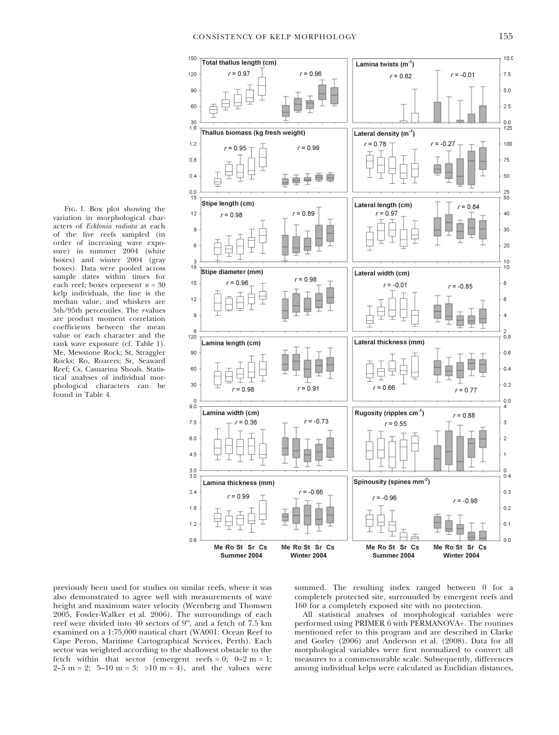Fig. 1. Box plot showing the variation in morphological characters of *Ecklonia radiata* at each of the five reefs sampled (in order of increasing wave exposure) in summer 2004 (white boxes) and winter 2004 (gray boxes). Data were pooled across sample dates within times for each reef; boxes represent $n = 30$ kelp individuals, the line is the median value, and whiskers are 5th/95th percentiles. The $r$-values are product moment correlation coefficients between the mean value or each character and the rank wave exposure (cf. Table 1). Me, Mewstone Rock; St, Straggler Rocks; Ro, Roarers; Sr, Seaward Reef; Cs, Casuarina Shoals. Statistical analyses of individual morphological characters can be found in Table 4.

previously been used for studies on similar reefs, where it was also demonstrated to agree well with measurements of wave height and maximum water velocity (Wernberg and Thomsen 2005, Fowler-Walker et al. 2006). The surroundings of each reef were divided into 40 sectors of 9°, and a fetch of 7.5 km examined on a 1:75,000 nautical chart (WA001: Ocean Reef to Cape Peron, Maritime Cartographical Services, Perth). Each sector was weighted according to the shallowest obstacle to the fetch within that sector (emergent reefs = 0; 0–2 m = 1; 2–5 m = 2; 5–10 m = 3; >10 m = 4), and the values were summed. The resulting index ranged between 0 for a completely protected site, surrounded by emergent reefs and 160 for a completely exposed site with no protection.

All statistical analyses of morphological variables were performed using PRIMER 6 with PERMANOVA+. The routines mentioned refer to this program and are described in Clarke and Gorley (2006) and Anderson et al. (2008). Data for all morphological variables were first normalized to convert all measures to a commensurable scale. Subsequently, differences among individual kelps were calculated as Euclidian distances,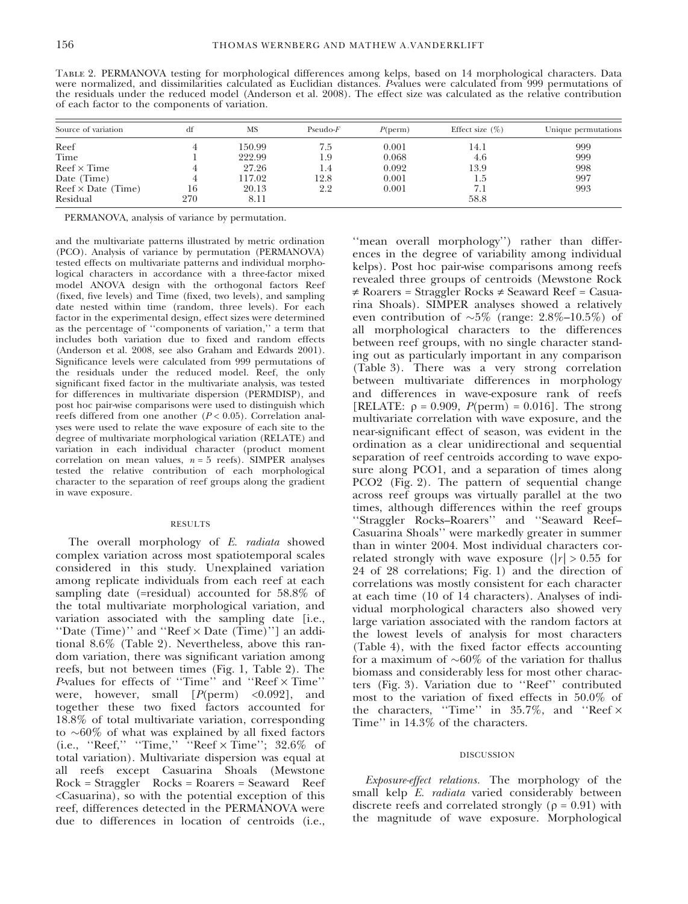Table 2. PERMANOVA testing for morphological differences among kelps, based on 14 morphological characters. Data were normalized, and dissimilarities calculated as Euclidian distances. *P*-values were calculated from 999 permutations of the residuals under the reduced model (Anderson et al. 2008). The effect size was calculated as the relative contribution of each factor to the components of variation.

| Source of variation | df | MS | Pseudo-*F* | *P*(perm) | Effect size (%) | Unique permutations |
|---|---|---|---|---|---|---|
| Reef | 4 | 150.99 | 7.5 | 0.001 | 14.1 | 999 |
| Time | 1 | 222.99 | 1.9 | 0.068 | 4.6 | 999 |
| Reef × Time | 4 | 27.26 | 1.4 | 0.092 | 13.9 | 998 |
| Date (Time) | 4 | 117.02 | 12.8 | 0.001 | 1.5 | 997 |
| Reef × Date (Time) | 16 | 20.13 | 2.2 | 0.001 | 7.1 | 993 |
| Residual | 270 | 8.11 | | | 58.8 | |

PERMANOVA, analysis of variance by permutation.

and the multivariate patterns illustrated by metric ordination (PCO). Analysis of variance by permutation (PERMANOVA) tested effects on multivariate patterns and individual morphological characters in accordance with a three-factor mixed model ANOVA design with the orthogonal factors Reef (fixed, five levels) and Time (fixed, two levels), and sampling date nested within time (random, three levels). For each factor in the experimental design, effect sizes were determined as the percentage of ''components of variation,'' a term that includes both variation due to fixed and random effects (Anderson et al. 2008, see also Graham and Edwards 2001). Significance levels were calculated from 999 permutations of the residuals under the reduced model. Reef, the only significant fixed factor in the multivariate analysis, was tested for differences in multivariate dispersion (PERMDISP), and post hoc pair-wise comparisons were used to distinguish which reefs differed from one another ($P < 0.05$). Correlation analyses were used to relate the wave exposure of each site to the degree of multivariate morphological variation (RELATE) and variation in each individual character (product moment correlation on mean values, $n = 5$ reefs). SIMPER analyses tested the relative contribution of each morphological character to the separation of reef groups along the gradient in wave exposure.

## RESULTS

The overall morphology of *E. radiata* showed complex variation across most spatiotemporal scales considered in this study. Unexplained variation among replicate individuals from each reef at each sampling date (=residual) accounted for 58.8% of the total multivariate morphological variation, and variation associated with the sampling date [i.e., ''Date (Time)'' and ''Reef × Date (Time)''] an additional 8.6% (Table 2). Nevertheless, above this random variation, there was significant variation among reefs, but not between times (Fig. 1, Table 2). The *P*-values for effects of ''Time'' and ''Reef × Time'' were, however, small [$P$(perm) <0.092], and together these two fixed factors accounted for 18.8% of total multivariate variation, corresponding to ~60% of what was explained by all fixed factors (i.e., ''Reef,'' ''Time,'' ''Reef × Time''; 32.6% of total variation). Multivariate dispersion was equal at all reefs except Casuarina Shoals (Mewstone Rock = Straggler Rocks = Roarers = Seaward Reef <Casuarina), so with the potential exception of this reef, differences detected in the PERMANOVA were due to differences in location of centroids (i.e., ''mean overall morphology'') rather than differences in the degree of variability among individual kelps). Post hoc pair-wise comparisons among reefs revealed three groups of centroids (Mewstone Rock ≠ Roarers = Straggler Rocks ≠ Seaward Reef = Casuarina Shoals). SIMPER analyses showed a relatively even contribution of ~5% (range: 2.8%–10.5%) of all morphological characters to the differences between reef groups, with no single character standing out as particularly important in any comparison (Table 3). There was a very strong correlation between multivariate differences in morphology and differences in wave-exposure rank of reefs [RELATE: $\rho = 0.909$, $P$(perm) = 0.016]. The strong multivariate correlation with wave exposure, and the near-significant effect of season, was evident in the ordination as a clear unidirectional and sequential separation of reef centroids according to wave exposure along PCO1, and a separation of times along PCO2 (Fig. 2). The pattern of sequential change across reef groups was virtually parallel at the two times, although differences within the reef groups ''Straggler Rocks–Roarers'' and ''Seaward Reef–Casuarina Shoals'' were markedly greater in summer than in winter 2004. Most individual characters correlated strongly with wave exposure ($|r| > 0.55$ for 24 of 28 correlations; Fig. 1) and the direction of correlations was mostly consistent for each character at each time (10 of 14 characters). Analyses of individual morphological characters also showed very large variation associated with the random factors at the lowest levels of analysis for most characters (Table 4), with the fixed factor effects accounting for a maximum of ~60% of the variation for thallus biomass and considerably less for most other characters (Fig. 3). Variation due to ''Reef'' contributed most to the variation of fixed effects in 50.0% of the characters, ''Time'' in 35.7%, and ''Reef × Time'' in 14.3% of the characters.

## DISCUSSION

*Exposure-effect relations.* The morphology of the small kelp *E. radiata* varied considerably between discrete reefs and correlated strongly ($\rho = 0.91$) with the magnitude of wave exposure. Morphological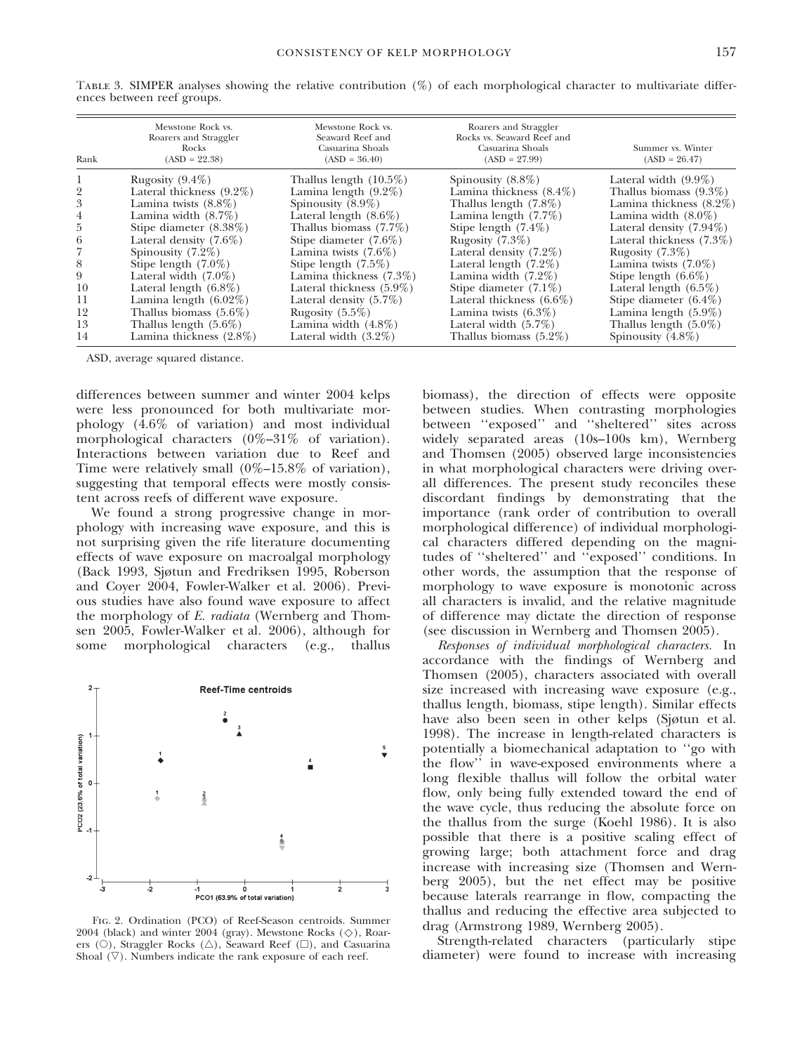Table 3. SIMPER analyses showing the relative contribution (%) of each morphological character to multivariate differences between reef groups.

| Rank | Mewstone Rock vs. Roarers and Straggler Rocks (ASD = 22.38) | Mewstone Rock vs. Seaward Reef and Casuarina Shoals (ASD = 36.40) | Roarers and Straggler Rocks vs. Seaward Reef and Casuarina Shoals (ASD = 27.99) | Summer vs. Winter (ASD = 26.47) |
|---|---|---|---|---|
| 1 | Rugosity (9.4%) | Thallus length (10.5%) | Spinousity (8.8%) | Lateral width (9.9%) |
| 2 | Lateral thickness (9.2%) | Lamina length (9.2%) | Lamina thickness (8.4%) | Thallus biomass (9.3%) |
| 3 | Lamina twists (8.8%) | Spinousity (8.9%) | Thallus length (7.8%) | Lamina thickness (8.2%) |
| 4 | Lamina width (8.7%) | Lateral length (8.6%) | Lamina length (7.7%) | Lamina width (8.0%) |
| 5 | Stipe diameter (8.38%) | Thallus biomass (7.7%) | Stipe length (7.4%) | Lateral density (7.94%) |
| 6 | Lateral density (7.6%) | Stipe diameter (7.6%) | Rugosity (7.3%) | Lateral thickness (7.3%) |
| 7 | Spinousity (7.2%) | Lamina twists (7.6%) | Lateral density (7.2%) | Rugosity (7.3%) |
| 8 | Stipe length (7.0%) | Stipe length (7.5%) | Lateral length (7.2%) | Lamina twists (7.0%) |
| 9 | Lateral width (7.0%) | Lamina thickness (7.3%) | Lamina width (7.2%) | Stipe length (6.6%) |
| 10 | Lateral length (6.8%) | Lateral thickness (5.9%) | Stipe diameter (7.1%) | Lateral length (6.5%) |
| 11 | Lamina length (6.02%) | Lateral density (5.7%) | Lateral thickness (6.6%) | Stipe diameter (6.4%) |
| 12 | Thallus biomass (5.6%) | Rugosity (5.5%) | Lamina twists (6.3%) | Lamina length (5.9%) |
| 13 | Thallus length (5.6%) | Lamina width (4.8%) | Lateral width (5.7%) | Thallus length (5.0%) |
| 14 | Lamina thickness (2.8%) | Lateral width (3.2%) | Thallus biomass (5.2%) | Spinousity (4.8%) |

ASD, average squared distance.

differences between summer and winter 2004 kelps were less pronounced for both multivariate morphology (4.6% of variation) and most individual morphological characters (0%–31% of variation). Interactions between variation due to Reef and Time were relatively small (0%–15.8% of variation), suggesting that temporal effects were mostly consistent across reefs of different wave exposure.

We found a strong progressive change in morphology with increasing wave exposure, and this is not surprising given the rife literature documenting effects of wave exposure on macroalgal morphology (Back 1993, Sjøtun and Fredriksen 1995, Roberson and Coyer 2004, Fowler-Walker et al. 2006). Previous studies have also found wave exposure to affect the morphology of *E. radiata* (Wernberg and Thomsen 2005, Fowler-Walker et al. 2006), although for some morphological characters (e.g., thallus biomass), the direction of effects were opposite between studies. When contrasting morphologies between "exposed" and "sheltered" sites across widely separated areas (10s–100s km), Wernberg and Thomsen (2005) observed large inconsistencies in what morphological characters were driving overall differences. The present study reconciles these discordant findings by demonstrating that the importance (rank order of contribution to overall morphological difference) of individual morphological characters differed depending on the magnitudes of "sheltered" and "exposed" conditions. In other words, the assumption that the response of morphology to wave exposure is monotonic across all characters is invalid, and the relative magnitude of difference may dictate the direction of response (see discussion in Wernberg and Thomsen 2005).

Fig. 2. Ordination (PCO) of Reef-Season centroids. Summer 2004 (black) and winter 2004 (gray). Mewstone Rocks (◇), Roarers (○), Straggler Rocks (△), Seaward Reef (□), and Casuarina Shoal (▽). Numbers indicate the rank exposure of each reef.

*Responses of individual morphological characters.* In accordance with the findings of Wernberg and Thomsen (2005), characters associated with overall size increased with increasing wave exposure (e.g., thallus length, biomass, stipe length). Similar effects have also been seen in other kelps (Sjøtun et al. 1998). The increase in length-related characters is potentially a biomechanical adaptation to "go with the flow" in wave-exposed environments where a long flexible thallus will follow the orbital water flow, only being fully extended toward the end of the wave cycle, thus reducing the absolute force on the thallus from the surge (Koehl 1986). It is also possible that there is a positive scaling effect of growing large; both attachment force and drag increase with increasing size (Thomsen and Wernberg 2005), but the net effect may be positive because laterals rearrange in flow, compacting the thallus and reducing the effective area subjected to drag (Armstrong 1989, Wernberg 2005).

Strength-related characters (particularly stipe diameter) were found to increase with increasing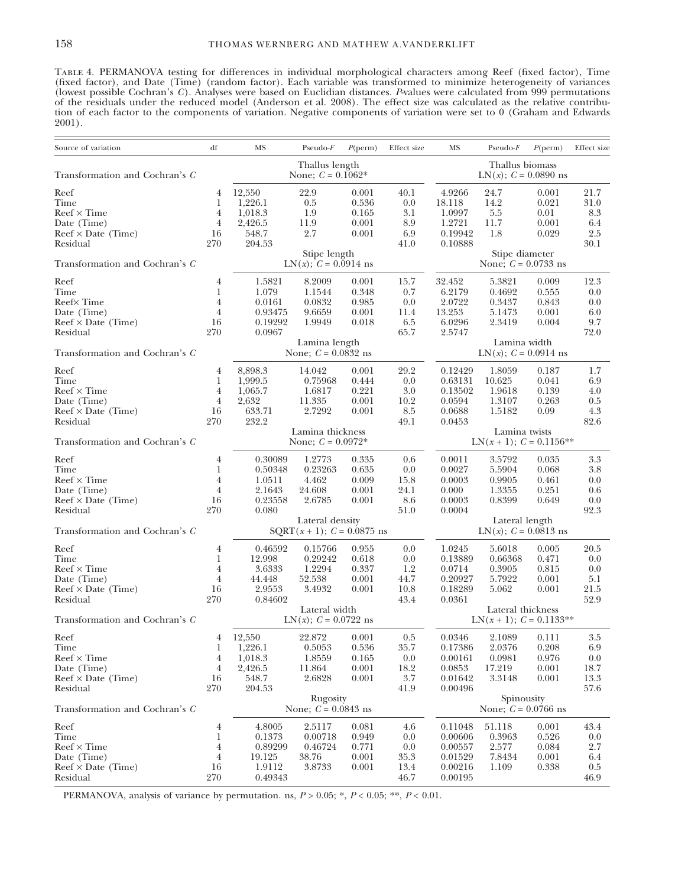Table 4. PERMANOVA testing for differences in individual morphological characters among Reef (fixed factor), Time (fixed factor), and Date (Time) (random factor). Each variable was transformed to minimize heterogeneity of variances (lowest possible Cochran's $C$). Analyses were based on Euclidian distances. $P$-values were calculated from 999 permutations of the residuals under the reduced model (Anderson et al. 2008). The effect size was calculated as the relative contribution of each factor to the components of variation. Negative components of variation were set to 0 (Graham and Edwards 2001).

| Source of variation | df | MS | Pseudo-$F$ | $P$(perm) | Effect size | MS | Pseudo-$F$ | $P$(perm) | Effect size |
|---|---|---|---|---|---|---|---|---|---|
| | | Thallus length | | | | Thallus biomass | | | |
| Transformation and Cochran's $C$ | | None; $C = 0.1062$* | | | | LN($x$); $C = 0.0890$ ns | | | |
| Reef | 4 | 12,550 | 22.9 | 0.001 | 40.1 | 4.9266 | 24.7 | 0.001 | 21.7 |
| Time | 1 | 1,226.1 | 0.5 | 0.536 | 0.0 | 18.118 | 14.2 | 0.021 | 31.0 |
| Reef × Time | 4 | 1,018.3 | 1.9 | 0.165 | 3.1 | 1.0997 | 5.5 | 0.01 | 8.3 |
| Date (Time) | 4 | 2,426.5 | 11.9 | 0.001 | 8.9 | 1.2721 | 11.7 | 0.001 | 6.4 |
| Reef × Date (Time) | 16 | 548.7 | 2.7 | 0.001 | 6.9 | 0.19942 | 1.8 | 0.029 | 2.5 |
| Residual | 270 | 204.53 | | | 41.0 | 0.10888 | | | 30.1 |
| | | Stipe length | | | | Stipe diameter | | | |
| Transformation and Cochran's $C$ | | LN($x$); $C = 0.0914$ ns | | | | None; $C = 0.0733$ ns | | | |
| Reef | 4 | 1.5821 | 8.2009 | 0.001 | 15.7 | 32.452 | 5.3821 | 0.009 | 12.3 |
| Time | 1 | 1.079 | 1.1544 | 0.348 | 0.7 | 6.2179 | 0.4692 | 0.555 | 0.0 |
| Reef× Time | 4 | 0.0161 | 0.0832 | 0.985 | 0.0 | 2.0722 | 0.3437 | 0.843 | 0.0 |
| Date (Time) | 4 | 0.93475 | 9.6659 | 0.001 | 11.4 | 13.253 | 5.1473 | 0.001 | 6.0 |
| Reef × Date (Time) | 16 | 0.19292 | 1.9949 | 0.018 | 6.5 | 6.0296 | 2.3419 | 0.004 | 9.7 |
| Residual | 270 | 0.0967 | | | 65.7 | 2.5747 | | | 72.0 |
| | | Lamina length | | | | Lamina width | | | |
| Transformation and Cochran's $C$ | | None; $C = 0.0832$ ns | | | | LN($x$); $C = 0.0914$ ns | | | |
| Reef | 4 | 8,898.3 | 14.042 | 0.001 | 29.2 | 0.12429 | 1.8059 | 0.187 | 1.7 |
| Time | 1 | 1,999.5 | 0.75968 | 0.444 | 0.0 | 0.63131 | 10.625 | 0.041 | 6.9 |
| Reef × Time | 4 | 1,065.7 | 1.6817 | 0.221 | 3.0 | 0.13502 | 1.9618 | 0.139 | 4.0 |
| Date (Time) | 4 | 2,632 | 11.335 | 0.001 | 10.2 | 0.0594 | 1.3107 | 0.263 | 0.5 |
| Reef × Date (Time) | 16 | 633.71 | 2.7292 | 0.001 | 8.5 | 0.0688 | 1.5182 | 0.09 | 4.3 |
| Residual | 270 | 232.2 | | | 49.1 | 0.0453 | | | 82.6 |
| | | Lamina thickness | | | | Lamina twists | | | |
| Transformation and Cochran's $C$ | | None; $C = 0.0972$* | | | | LN($x + 1$); $C = 0.1156$** | | | |
| Reef | 4 | 0.30089 | 1.2773 | 0.335 | 0.6 | 0.0011 | 3.5792 | 0.035 | 3.3 |
| Time | 1 | 0.50348 | 0.23263 | 0.635 | 0.0 | 0.0027 | 5.5904 | 0.068 | 3.8 |
| Reef × Time | 4 | 1.0511 | 4.462 | 0.009 | 15.8 | 0.0003 | 0.9905 | 0.461 | 0.0 |
| Date (Time) | 4 | 2.1643 | 24.608 | 0.001 | 24.1 | 0.000 | 1.3355 | 0.251 | 0.6 |
| Reef × Date (Time) | 16 | 0.23558 | 2.6785 | 0.001 | 8.6 | 0.0003 | 0.8399 | 0.649 | 0.0 |
| Residual | 270 | 0.080 | | | 51.0 | 0.0004 | | | 92.3 |
| | | Lateral density | | | | Lateral length | | | |
| Transformation and Cochran's $C$ | | SQRT($x + 1$); $C = 0.0875$ ns | | | | LN($x$); $C = 0.0813$ ns | | | |
| Reef | 4 | 0.46592 | 0.15766 | 0.955 | 0.0 | 1.0245 | 5.6018 | 0.005 | 20.5 |
| Time | 1 | 12.998 | 0.29242 | 0.618 | 0.0 | 0.13889 | 0.66368 | 0.471 | 0.0 |
| Reef × Time | 4 | 3.6333 | 1.2294 | 0.337 | 1.2 | 0.0714 | 0.3905 | 0.815 | 0.0 |
| Date (Time) | 4 | 44.448 | 52.538 | 0.001 | 44.7 | 0.20927 | 5.7922 | 0.001 | 5.1 |
| Reef × Date (Time) | 16 | 2.9553 | 3.4932 | 0.001 | 10.8 | 0.18289 | 5.062 | 0.001 | 21.5 |
| Residual | 270 | 0.84602 | | | 43.4 | 0.0361 | | | 52.9 |
| | | Lateral width | | | | Lateral thickness | | | |
| Transformation and Cochran's $C$ | | LN($x$); $C = 0.0722$ ns | | | | LN($x + 1$); $C = 0.1133$** | | | |
| Reef | 4 | 12,550 | 22.872 | 0.001 | 0.5 | 0.0346 | 2.1089 | 0.111 | 3.5 |
| Time | 1 | 1,226.1 | 0.5053 | 0.536 | 35.7 | 0.17386 | 2.0376 | 0.208 | 6.9 |
| Reef × Time | 4 | 1,018.3 | 1.8559 | 0.165 | 0.0 | 0.00161 | 0.0981 | 0.976 | 0.0 |
| Date (Time) | 4 | 2,426.5 | 11.864 | 0.001 | 18.2 | 0.0853 | 17.219 | 0.001 | 18.7 |
| Reef × Date (Time) | 16 | 548.7 | 2.6828 | 0.001 | 3.7 | 0.01642 | 3.3148 | 0.001 | 13.3 |
| Residual | 270 | 204.53 | | | 41.9 | 0.00496 | | | 57.6 |
| | | Rugosity | | | | Spinousity | | | |
| Transformation and Cochran's $C$ | | None; $C = 0.0843$ ns | | | | None; $C = 0.0766$ ns | | | |
| Reef | 4 | 4.8005 | 2.5117 | 0.081 | 4.6 | 0.11048 | 51.118 | 0.001 | 43.4 |
| Time | 1 | 0.1373 | 0.00718 | 0.949 | 0.0 | 0.00606 | 0.3963 | 0.526 | 0.0 |
| Reef × Time | 4 | 0.89299 | 0.46724 | 0.771 | 0.0 | 0.00557 | 2.577 | 0.084 | 2.7 |
| Date (Time) | 4 | 19.125 | 38.76 | 0.001 | 35.3 | 0.01529 | 7.8434 | 0.001 | 6.4 |
| Reef × Date (Time) | 16 | 1.9112 | 3.8733 | 0.001 | 13.4 | 0.00216 | 1.109 | 0.338 | 0.5 |
| Residual | 270 | 0.49343 | | | 46.7 | 0.00195 | | | 46.9 |

PERMANOVA, analysis of variance by permutation. ns, $P > 0.05$; *, $P < 0.05$; **, $P < 0.01$.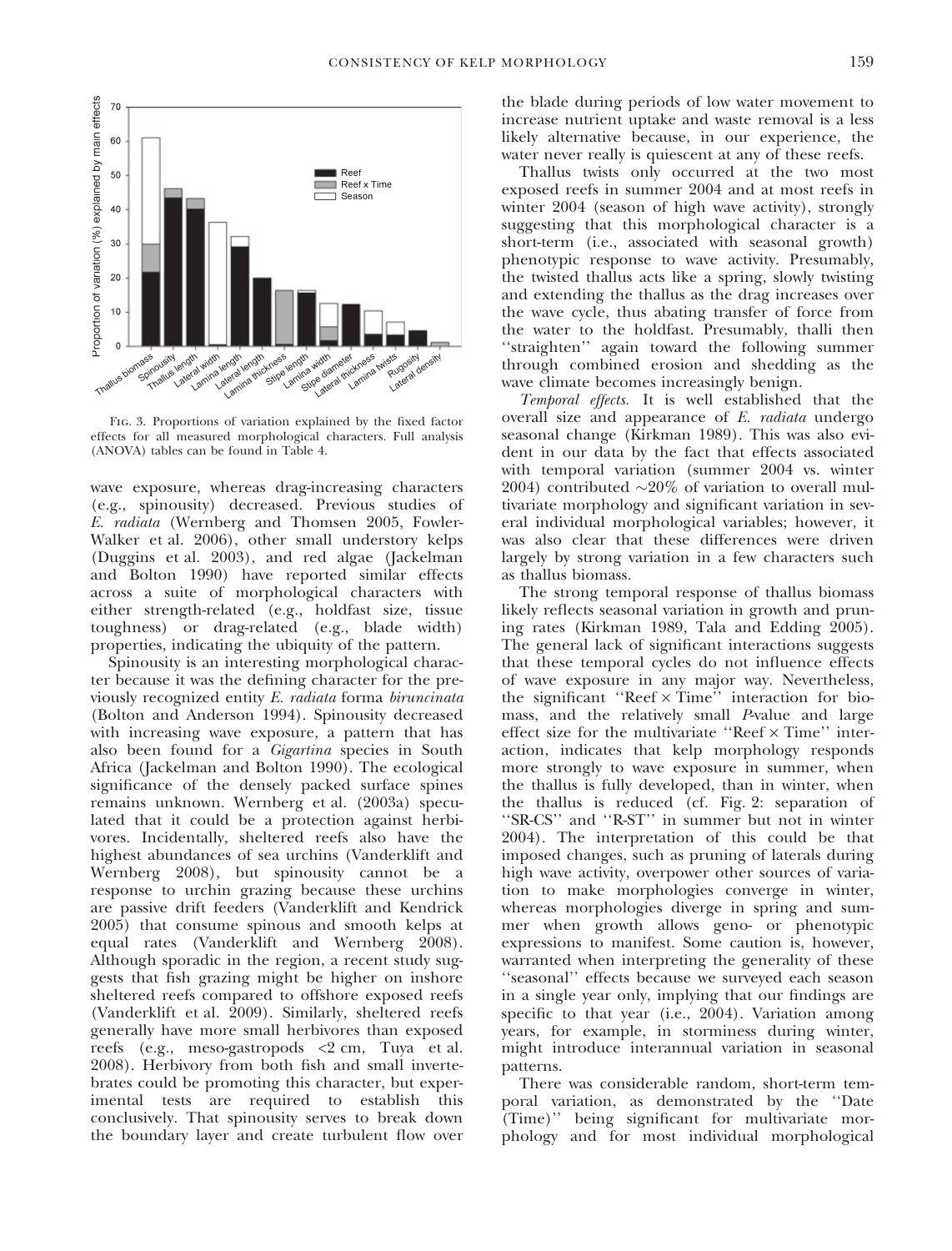Fig. 3. Proportions of variation explained by the fixed factor effects for all measured morphological characters. Full analysis (ANOVA) tables can be found in Table 4.

wave exposure, whereas drag-increasing characters (e.g., spinousity) decreased. Previous studies of *E. radiata* (Wernberg and Thomsen 2005, Fowler-Walker et al. 2006), other small understory kelps (Duggins et al. 2003), and red algae (Jackelman and Bolton 1990) have reported similar effects across a suite of morphological characters with either strength-related (e.g., holdfast size, tissue toughness) or drag-related (e.g., blade width) properties, indicating the ubiquity of the pattern.

Spinousity is an interesting morphological character because it was the defining character for the previously recognized entity *E. radiata* forma *biruncinata* (Bolton and Anderson 1994). Spinousity decreased with increasing wave exposure, a pattern that has also been found for a *Gigartina* species in South Africa (Jackelman and Bolton 1990). The ecological significance of the densely packed surface spines remains unknown. Wernberg et al. (2003a) speculated that it could be a protection against herbivores. Incidentally, sheltered reefs also have the highest abundances of sea urchins (Vanderklift and Wernberg 2008), but spinousity cannot be a response to urchin grazing because these urchins are passive drift feeders (Vanderklift and Kendrick 2005) that consume spinous and smooth kelps at equal rates (Vanderklift and Wernberg 2008). Although sporadic in the region, a recent study suggests that fish grazing might be higher on inshore sheltered reefs compared to offshore exposed reefs (Vanderklift et al. 2009). Similarly, sheltered reefs generally have more small herbivores than exposed reefs (e.g., meso-gastropods <2 cm, Tuya et al. 2008). Herbivory from both fish and small invertebrates could be promoting this character, but experimental tests are required to establish this conclusively. That spinousity serves to break down the boundary layer and create turbulent flow over the blade during periods of low water movement to increase nutrient uptake and waste removal is a less likely alternative because, in our experience, the water never really is quiescent at any of these reefs.

Thallus twists only occurred at the two most exposed reefs in summer 2004 and at most reefs in winter 2004 (season of high wave activity), strongly suggesting that this morphological character is a short-term (i.e., associated with seasonal growth) phenotypic response to wave activity. Presumably, the twisted thallus acts like a spring, slowly twisting and extending the thallus as the drag increases over the wave cycle, thus abating transfer of force from the water to the holdfast. Presumably, thalli then ''straighten'' again toward the following summer through combined erosion and shedding as the wave climate becomes increasingly benign.

*Temporal effects.* It is well established that the overall size and appearance of *E. radiata* undergo seasonal change (Kirkman 1989). This was also evident in our data by the fact that effects associated with temporal variation (summer 2004 vs. winter 2004) contributed ~20% of variation to overall multivariate morphology and significant variation in several individual morphological variables; however, it was also clear that these differences were driven largely by strong variation in a few characters such as thallus biomass.

The strong temporal response of thallus biomass likely reflects seasonal variation in growth and pruning rates (Kirkman 1989, Tala and Edding 2005). The general lack of significant interactions suggests that these temporal cycles do not influence effects of wave exposure in any major way. Nevertheless, the significant ''Reef × Time'' interaction for biomass, and the relatively small *P*-value and large effect size for the multivariate ''Reef × Time'' interaction, indicates that kelp morphology responds more strongly to wave exposure in summer, when the thallus is fully developed, than in winter, when the thallus is reduced (cf. Fig. 2: separation of ''SR-CS'' and ''R-ST'' in summer but not in winter 2004). The interpretation of this could be that imposed changes, such as pruning of laterals during high wave activity, overpower other sources of variation to make morphologies converge in winter, whereas morphologies diverge in spring and summer when growth allows geno- or phenotypic expressions to manifest. Some caution is, however, warranted when interpreting the generality of these ''seasonal'' effects because we surveyed each season in a single year only, implying that our findings are specific to that year (i.e., 2004). Variation among years, for example, in storminess during winter, might introduce interannual variation in seasonal patterns.

There was considerable random, short-term temporal variation, as demonstrated by the ''Date (Time)'' being significant for multivariate morphology and for most individual morphological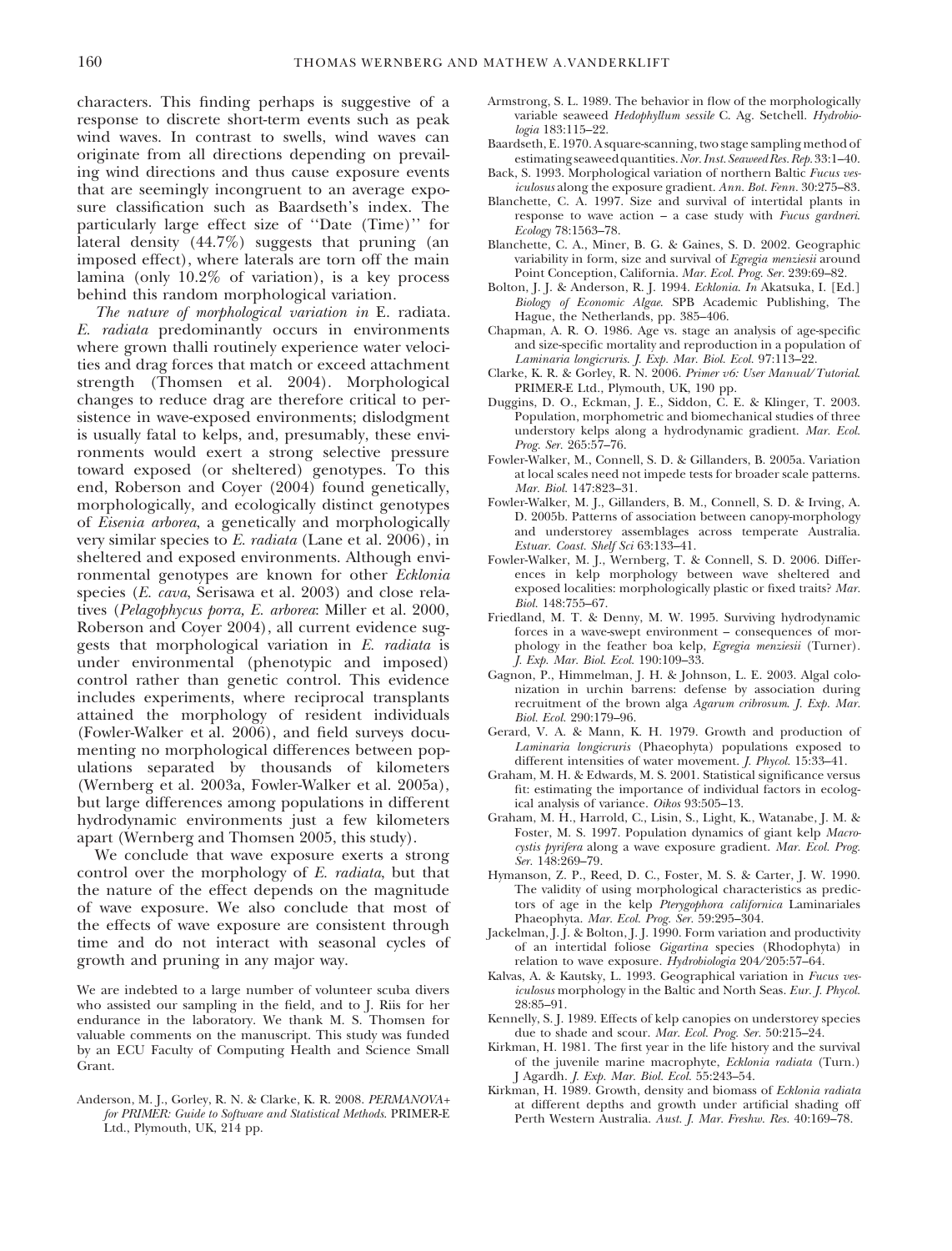characters. This finding perhaps is suggestive of a response to discrete short-term events such as peak wind waves. In contrast to swells, wind waves can originate from all directions depending on prevailing wind directions and thus cause exposure events that are seemingly incongruent to an average exposure classification such as Baardseth's index. The particularly large effect size of ''Date (Time)'' for lateral density (44.7%) suggests that pruning (an imposed effect), where laterals are torn off the main lamina (only 10.2% of variation), is a key process behind this random morphological variation.

*The nature of morphological variation in* E. radiata. *E. radiata* predominantly occurs in environments where grown thalli routinely experience water velocities and drag forces that match or exceed attachment strength (Thomsen et al. 2004). Morphological changes to reduce drag are therefore critical to persistence in wave-exposed environments; dislodgment is usually fatal to kelps, and, presumably, these environments would exert a strong selective pressure toward exposed (or sheltered) genotypes. To this end, Roberson and Coyer (2004) found genetically, morphologically, and ecologically distinct genotypes of *Eisenia arborea*, a genetically and morphologically very similar species to *E. radiata* (Lane et al. 2006), in sheltered and exposed environments. Although environmental genotypes are known for other *Ecklonia* species (*E. cava*, Serisawa et al. 2003) and close relatives (*Pelagophycus porra, E. arborea*: Miller et al. 2000, Roberson and Coyer 2004), all current evidence suggests that morphological variation in *E. radiata* is under environmental (phenotypic and imposed) control rather than genetic control. This evidence includes experiments, where reciprocal transplants attained the morphology of resident individuals (Fowler-Walker et al. 2006), and field surveys documenting no morphological differences between populations separated by thousands of kilometers (Wernberg et al. 2003a, Fowler-Walker et al. 2005a), but large differences among populations in different hydrodynamic environments just a few kilometers apart (Wernberg and Thomsen 2005, this study).

We conclude that wave exposure exerts a strong control over the morphology of *E. radiata*, but that the nature of the effect depends on the magnitude of wave exposure. We also conclude that most of the effects of wave exposure are consistent through time and do not interact with seasonal cycles of growth and pruning in any major way.

We are indebted to a large number of volunteer scuba divers who assisted our sampling in the field, and to J. Riis for her endurance in the laboratory. We thank M. S. Thomsen for valuable comments on the manuscript. This study was funded by an ECU Faculty of Computing Health and Science Small Grant.

Anderson, M. J., Gorley, R. N. & Clarke, K. R. 2008. *PERMANOVA+ for PRIMER: Guide to Software and Statistical Methods*. PRIMER-E Ltd., Plymouth, UK, 214 pp.

Armstrong, S. L. 1989. The behavior in flow of the morphologically variable seaweed *Hedophyllum sessile* C. Ag. Setchell. *Hydrobiologia* 183:115–22.

Baardseth, E. 1970. A square-scanning, two stage sampling method of estimating seaweed quantities. *Nor. Inst. Seaweed Res. Rep.* 33:1–40.

Back, S. 1993. Morphological variation of northern Baltic *Fucus vesiculosus* along the exposure gradient. *Ann. Bot. Fenn.* 30:275–83.

Blanchette, C. A. 1997. Size and survival of intertidal plants in response to wave action – a case study with *Fucus gardneri*. *Ecology* 78:1563–78.

Blanchette, C. A., Miner, B. G. & Gaines, S. D. 2002. Geographic variability in form, size and survival of *Egregia menziesii* around Point Conception, California. *Mar. Ecol. Prog. Ser.* 239:69–82.

Bolton, J. J. & Anderson, R. J. 1994. *Ecklonia*. *In* Akatsuka, I. [Ed.] *Biology of Economic Algae*. SPB Academic Publishing, The Hague, the Netherlands, pp. 385–406.

Chapman, A. R. O. 1986. Age vs. stage an analysis of age-specific and size-specific mortality and reproduction in a population of *Laminaria longicruris*. *J. Exp. Mar. Biol. Ecol.* 97:113–22.

Clarke, K. R. & Gorley, R. N. 2006. *Primer v6: User Manual/Tutorial*. PRIMER-E Ltd., Plymouth, UK, 190 pp.

Duggins, D. O., Eckman, J. E., Siddon, C. E. & Klinger, T. 2003. Population, morphometric and biomechanical studies of three understory kelps along a hydrodynamic gradient. *Mar. Ecol. Prog. Ser.* 265:57–76.

Fowler-Walker, M., Connell, S. D. & Gillanders, B. 2005a. Variation at local scales need not impede tests for broader scale patterns. *Mar. Biol.* 147:823–31.

Fowler-Walker, M. J., Gillanders, B. M., Connell, S. D. & Irving, A. D. 2005b. Patterns of association between canopy-morphology and understorey assemblages across temperate Australia. *Estuar. Coast. Shelf Sci* 63:133–41.

Fowler-Walker, M. J., Wernberg, T. & Connell, S. D. 2006. Differences in kelp morphology between wave sheltered and exposed localities: morphologically plastic or fixed traits? *Mar. Biol.* 148:755–67.

Friedland, M. T. & Denny, M. W. 1995. Surviving hydrodynamic forces in a wave-swept environment – consequences of morphology in the feather boa kelp, *Egregia menziesii* (Turner). *J. Exp. Mar. Biol. Ecol.* 190:109–33.

Gagnon, P., Himmelman, J. H. & Johnson, L. E. 2003. Algal colonization in urchin barrens: defense by association during recruitment of the brown alga *Agarum cribrosum*. *J. Exp. Mar. Biol. Ecol.* 290:179–96.

Gerard, V. A. & Mann, K. H. 1979. Growth and production of *Laminaria longicruris* (Phaeophyta) populations exposed to different intensities of water movement. *J. Phycol.* 15:33–41.

Graham, M. H. & Edwards, M. S. 2001. Statistical significance versus fit: estimating the importance of individual factors in ecological analysis of variance. *Oikos* 93:505–13.

Graham, M. H., Harrold, C., Lisin, S., Light, K., Watanabe, J. M. & Foster, M. S. 1997. Population dynamics of giant kelp *Macrocystis pyrifera* along a wave exposure gradient. *Mar. Ecol. Prog. Ser.* 148:269–79.

Hymanson, Z. P., Reed, D. C., Foster, M. S. & Carter, J. W. 1990. The validity of using morphological characteristics as predictors of age in the kelp *Pterygophora californica* Laminariales Phaeophyta. *Mar. Ecol. Prog. Ser.* 59:295–304.

Jackelman, J. J. & Bolton, J. J. 1990. Form variation and productivity of an intertidal foliose *Gigartina* species (Rhodophyta) in relation to wave exposure. *Hydrobiologia* 204/205:57–64.

Kalvas, A. & Kautsky, L. 1993. Geographical variation in *Fucus vesiculosus* morphology in the Baltic and North Seas. *Eur. J. Phycol.* 28:85–91.

Kennelly, S. J. 1989. Effects of kelp canopies on understorey species due to shade and scour. *Mar. Ecol. Prog. Ser.* 50:215–24.

Kirkman, H. 1981. The first year in the life history and the survival of the juvenile marine macrophyte, *Ecklonia radiata* (Turn.) J Agardh. *J. Exp. Mar. Biol. Ecol.* 55:243–54.

Kirkman, H. 1989. Growth, density and biomass of *Ecklonia radiata* at different depths and growth under artificial shading off Perth Western Australia. *Aust. J. Mar. Freshw. Res.* 40:169–78.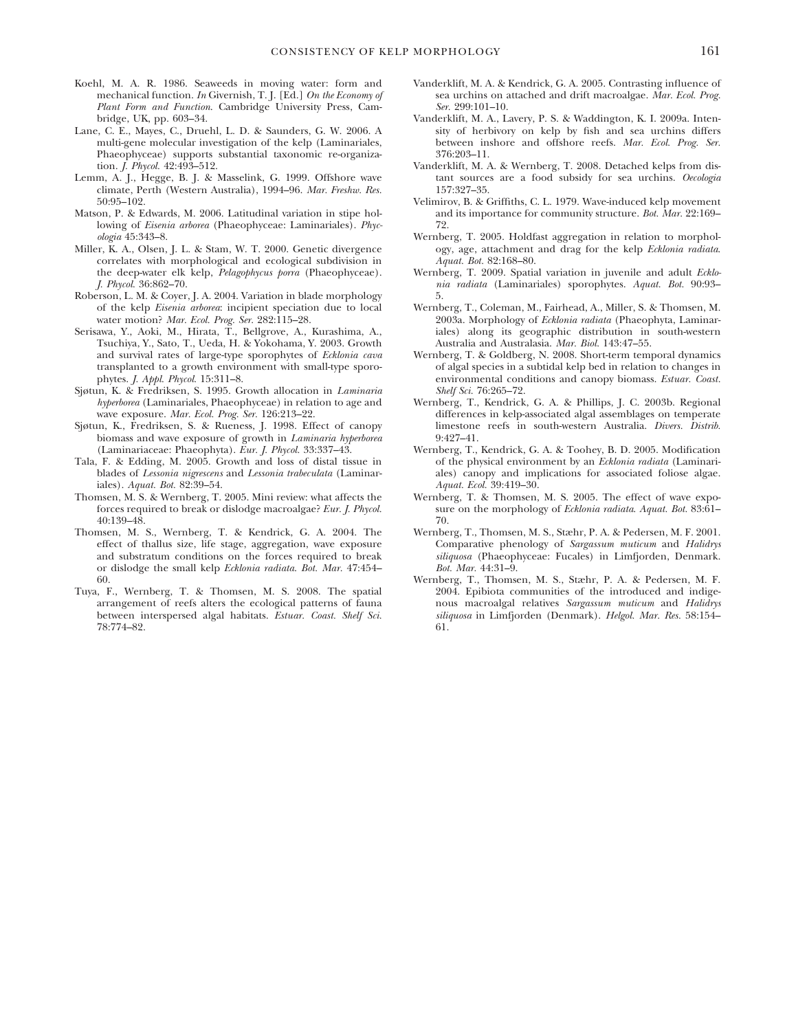Koehl, M. A. R. 1986. Seaweeds in moving water: form and mechanical function. *In* Givernish, T. J. [Ed.] *On the Economy of Plant Form and Function*. Cambridge University Press, Cambridge, UK, pp. 603–34.

Lane, C. E., Mayes, C., Druehl, L. D. & Saunders, G. W. 2006. A multi-gene molecular investigation of the kelp (Laminariales, Phaeophyceae) supports substantial taxonomic re-organization. *J. Phycol.* 42:493–512.

Lemm, A. J., Hegge, B. J. & Masselink, G. 1999. Offshore wave climate, Perth (Western Australia), 1994–96. *Mar. Freshw. Res.* 50:95–102.

Matson, P. & Edwards, M. 2006. Latitudinal variation in stipe hollowing of *Eisenia arborea* (Phaeophyceae: Laminariales). *Phycologia* 45:343–8.

Miller, K. A., Olsen, J. L. & Stam, W. T. 2000. Genetic divergence correlates with morphological and ecological subdivision in the deep-water elk kelp, *Pelagophycus porra* (Phaeophyceae). *J. Phycol.* 36:862–70.

Roberson, L. M. & Coyer, J. A. 2004. Variation in blade morphology of the kelp *Eisenia arborea*: incipient speciation due to local water motion? *Mar. Ecol. Prog. Ser.* 282:115–28.

Serisawa, Y., Aoki, M., Hirata, T., Bellgrove, A., Kurashima, A., Tsuchiya, Y., Sato, T., Ueda, H. & Yokohama, Y. 2003. Growth and survival rates of large-type sporophytes of *Ecklonia cava* transplanted to a growth environment with small-type sporophytes. *J. Appl. Phycol.* 15:311–8.

Sjøtun, K. & Fredriksen, S. 1995. Growth allocation in *Laminaria hyperborea* (Laminariales, Phaeophyceae) in relation to age and wave exposure. *Mar. Ecol. Prog. Ser.* 126:213–22.

Sjøtun, K., Fredriksen, S. & Rueness, J. 1998. Effect of canopy biomass and wave exposure of growth in *Laminaria hyperborea* (Laminariaceae: Phaeophyta). *Eur. J. Phycol.* 33:337–43.

Tala, F. & Edding, M. 2005. Growth and loss of distal tissue in blades of *Lessonia nigrescens* and *Lessonia trabeculata* (Laminariales). *Aquat. Bot.* 82:39–54.

Thomsen, M. S. & Wernberg, T. 2005. Mini review: what affects the forces required to break or dislodge macroalgae? *Eur. J. Phycol.* 40:139–48.

Thomsen, M. S., Wernberg, T. & Kendrick, G. A. 2004. The effect of thallus size, life stage, aggregation, wave exposure and substratum conditions on the forces required to break or dislodge the small kelp *Ecklonia radiata*. *Bot. Mar.* 47:454–60.

Tuya, F., Wernberg, T. & Thomsen, M. S. 2008. The spatial arrangement of reefs alters the ecological patterns of fauna between interspersed algal habitats. *Estuar. Coast. Shelf Sci.* 78:774–82.

Vanderklift, M. A. & Kendrick, G. A. 2005. Contrasting influence of sea urchins on attached and drift macroalgae. *Mar. Ecol. Prog. Ser.* 299:101–10.

Vanderklift, M. A., Lavery, P. S. & Waddington, K. I. 2009a. Intensity of herbivory on kelp by fish and sea urchins differs between inshore and offshore reefs. *Mar. Ecol. Prog. Ser.* 376:203–11.

Vanderklift, M. A. & Wernberg, T. 2008. Detached kelps from distant sources are a food subsidy for sea urchins. *Oecologia* 157:327–35.

Velimirov, B. & Griffiths, C. L. 1979. Wave-induced kelp movement and its importance for community structure. *Bot. Mar.* 22:169–72.

Wernberg, T. 2005. Holdfast aggregation in relation to morphology, age, attachment and drag for the kelp *Ecklonia radiata*. *Aquat. Bot.* 82:168–80.

Wernberg, T. 2009. Spatial variation in juvenile and adult *Ecklonia radiata* (Laminariales) sporophytes. *Aquat. Bot.* 90:93–5.

Wernberg, T., Coleman, M., Fairhead, A., Miller, S. & Thomsen, M. 2003a. Morphology of *Ecklonia radiata* (Phaeophyta, Laminariales) along its geographic distribution in south-western Australia and Australasia. *Mar. Biol.* 143:47–55.

Wernberg, T. & Goldberg, N. 2008. Short-term temporal dynamics of algal species in a subtidal kelp bed in relation to changes in environmental conditions and canopy biomass. *Estuar. Coast. Shelf Sci.* 76:265–72.

Wernberg, T., Kendrick, G. A. & Phillips, J. C. 2003b. Regional differences in kelp-associated algal assemblages on temperate limestone reefs in south-western Australia. *Divers. Distrib.* 9:427–41.

Wernberg, T., Kendrick, G. A. & Toohey, B. D. 2005. Modification of the physical environment by an *Ecklonia radiata* (Laminariales) canopy and implications for associated foliose algae. *Aquat. Ecol.* 39:419–30.

Wernberg, T. & Thomsen, M. S. 2005. The effect of wave exposure on the morphology of *Ecklonia radiata*. *Aquat. Bot.* 83:61–70.

Wernberg, T., Thomsen, M. S., Stæhr, P. A. & Pedersen, M. F. 2001. Comparative phenology of *Sargassum muticum* and *Halidrys siliquosa* (Phaeophyceae: Fucales) in Limfjorden, Denmark. *Bot. Mar.* 44:31–9.

Wernberg, T., Thomsen, M. S., Stæhr, P. A. & Pedersen, M. F. 2004. Epibiota communities of the introduced and indigenous macroalgal relatives *Sargassum muticum* and *Halidrys siliquosa* in Limfjorden (Denmark). *Helgol. Mar. Res.* 58:154–61.